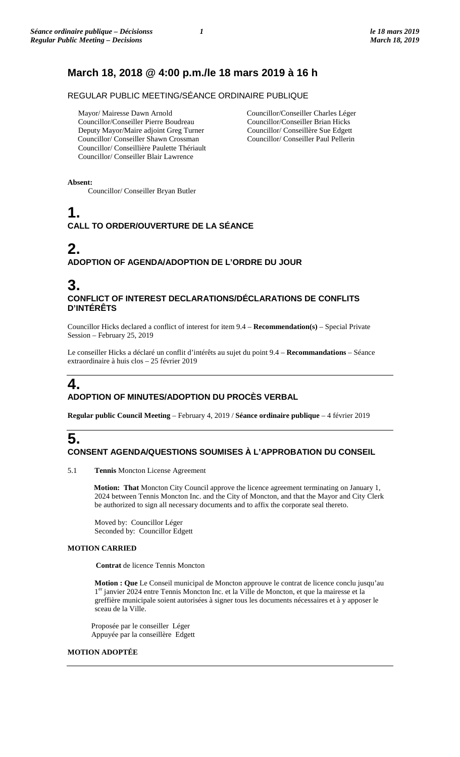## March 18, 2018 @ 4:00 p.m./le 18 mars 2019 à 16 h

REGULAR PUBLIC MEETING/SÉANCE ORDINAIRE PUBLIQUE

Mayor/ Mairesse Dawn Arnold
Councillor/Conseiller Pierre Boudreau
Deputy Mayor/Maire adjoint Greg Turner
Councillor/ Conseiller Shawn Crossman
Councillor/ Conseillière Paulette Thériault
Councillor/ Conseiller Blair Lawrence
Councillor/Conseiller Charles Léger
Councillor/Conseiller Brian Hicks
Councillor/ Conseillère Sue Edgett
Councillor/ Conseiller Paul Pellerin

**Absent:**
Councillor/ Conseiller Bryan Butler

# 1.
## CALL TO ORDER/OUVERTURE DE LA SÉANCE

# 2.
## ADOPTION OF AGENDA/ADOPTION DE L'ORDRE DU JOUR

# 3.
## CONFLICT OF INTEREST DECLARATIONS/DÉCLARATIONS DE CONFLITS D'INTÉRÊTS

Councillor Hicks declared a conflict of interest for item 9.4 – **Recommendation(s)** – Special Private Session – February 25, 2019

Le conseiller Hicks a déclaré un conflit d'intérêts au sujet du point 9.4 – **Recommandations** – Séance extraordinaire à huis clos – 25 février 2019

# 4.
## ADOPTION OF MINUTES/ADOPTION DU PROCÈS VERBAL

**Regular public Council Meeting** – February 4, 2019 / **Séance ordinaire publique** – 4 février 2019

# 5.
## CONSENT AGENDA/QUESTIONS SOUMISES À L'APPROBATION DU CONSEIL

5.1 **Tennis** Moncton License Agreement

**Motion: That** Moncton City Council approve the licence agreement terminating on January 1, 2024 between Tennis Moncton Inc. and the City of Moncton, and that the Mayor and City Clerk be authorized to sign all necessary documents and to affix the corporate seal thereto.

Moved by: Councillor Léger
Seconded by: Councillor Edgett

**MOTION CARRIED**

**Contrat** de licence Tennis Moncton

**Motion : Que** Le Conseil municipal de Moncton approuve le contrat de licence conclu jusqu'au 1er janvier 2024 entre Tennis Moncton Inc. et la Ville de Moncton, et que la mairesse et la greffière municipale soient autorisées à signer tous les documents nécessaires et à y apposer le sceau de la Ville.

Proposée par le conseiller Léger
Appuyée par la conseillère Edgett

**MOTION ADOPTÉE**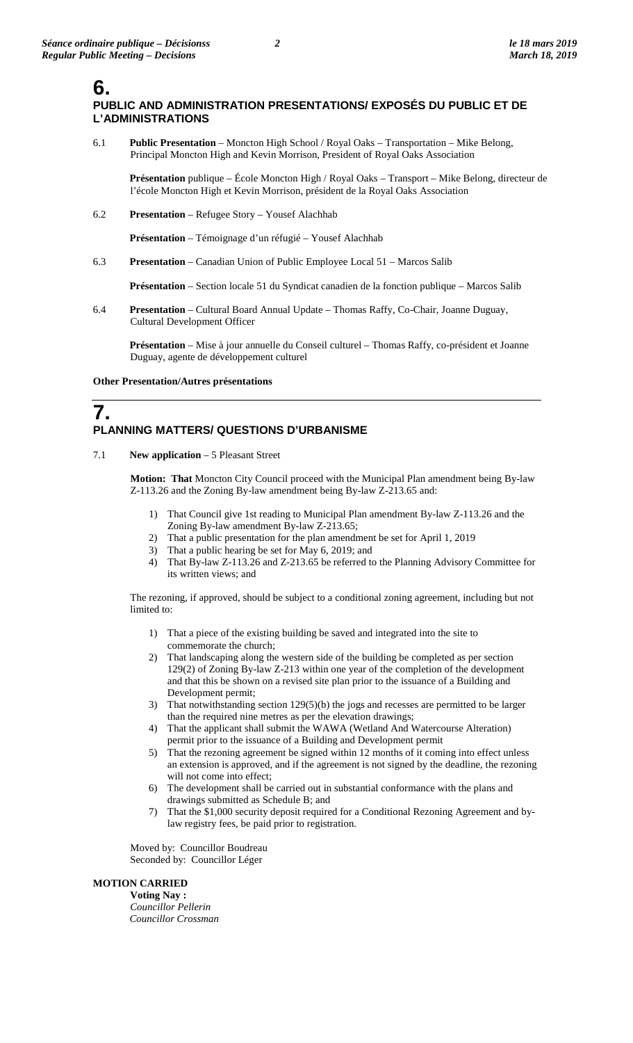# 6.

## PUBLIC AND ADMINISTRATION PRESENTATIONS/ EXPOSÉS DU PUBLIC ET DE L'ADMINISTRATIONS

6.1 **Public Presentation** – Moncton High School / Royal Oaks – Transportation – Mike Belong, Principal Moncton High and Kevin Morrison, President of Royal Oaks Association

**Présentation** publique – École Moncton High / Royal Oaks – Transport – Mike Belong, directeur de l'école Moncton High et Kevin Morrison, président de la Royal Oaks Association

6.2 **Presentation** – Refugee Story – Yousef Alachhab

**Présentation** – Témoignage d'un réfugié – Yousef Alachhab

6.3 **Presentation** – Canadian Union of Public Employee Local 51 – Marcos Salib

**Présentation** – Section locale 51 du Syndicat canadien de la fonction publique – Marcos Salib

6.4 **Presentation** – Cultural Board Annual Update – Thomas Raffy, Co-Chair, Joanne Duguay, Cultural Development Officer

**Présentation** – Mise à jour annuelle du Conseil culturel – Thomas Raffy, co-président et Joanne Duguay, agente de développement culturel

**Other Presentation/Autres présentations**

# 7.

## PLANNING MATTERS/ QUESTIONS D'URBANISME

7.1 **New application** – 5 Pleasant Street

**Motion: That** Moncton City Council proceed with the Municipal Plan amendment being By-law Z-113.26 and the Zoning By-law amendment being By-law Z-213.65 and:

1) That Council give 1st reading to Municipal Plan amendment By-law Z-113.26 and the Zoning By-law amendment By-law Z-213.65;
2) That a public presentation for the plan amendment be set for April 1, 2019
3) That a public hearing be set for May 6, 2019; and
4) That By-law Z-113.26 and Z-213.65 be referred to the Planning Advisory Committee for its written views; and

The rezoning, if approved, should be subject to a conditional zoning agreement, including but not limited to:

1) That a piece of the existing building be saved and integrated into the site to commemorate the church;
2) That landscaping along the western side of the building be completed as per section 129(2) of Zoning By-law Z-213 within one year of the completion of the development and that this be shown on a revised site plan prior to the issuance of a Building and Development permit;
3) That notwithstanding section 129(5)(b) the jogs and recesses are permitted to be larger than the required nine metres as per the elevation drawings;
4) That the applicant shall submit the WAWA (Wetland And Watercourse Alteration) permit prior to the issuance of a Building and Development permit
5) That the rezoning agreement be signed within 12 months of it coming into effect unless an extension is approved, and if the agreement is not signed by the deadline, the rezoning will not come into effect;
6) The development shall be carried out in substantial conformance with the plans and drawings submitted as Schedule B; and
7) That the $1,000 security deposit required for a Conditional Rezoning Agreement and by-law registry fees, be paid prior to registration.

Moved by: Councillor Boudreau
Seconded by: Councillor Léger

**MOTION CARRIED**

**Voting Nay :**
*Councillor Pellerin*
*Councillor Crossman*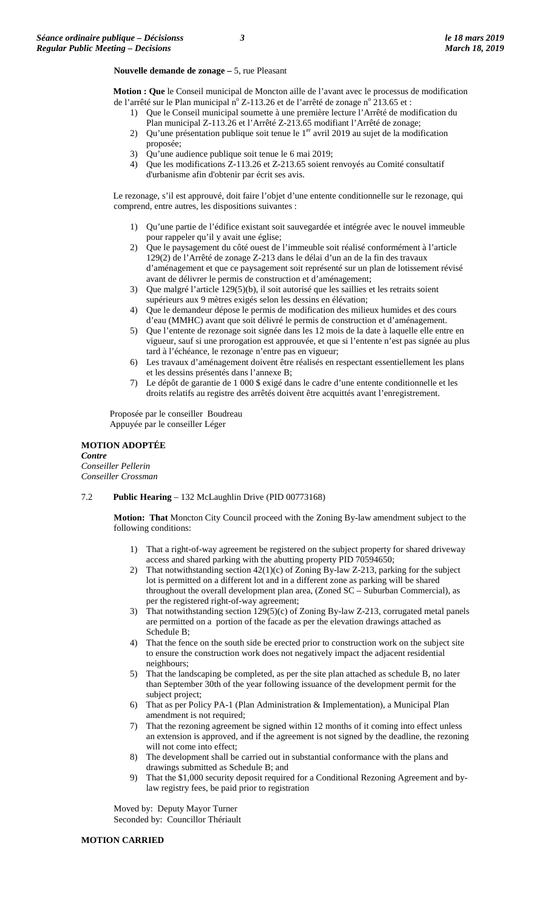**Nouvelle demande de zonage –** 5, rue Pleasant

**Motion : Que** le Conseil municipal de Moncton aille de l'avant avec le processus de modification de l'arrêté sur le Plan municipal n° Z-113.26 et de l'arrêté de zonage n° 213.65 et :

1) Que le Conseil municipal soumette à une première lecture l'Arrêté de modification du Plan municipal Z-113.26 et l'Arrêté Z-213.65 modifiant l'Arrêté de zonage;
2) Qu'une présentation publique soit tenue le 1er avril 2019 au sujet de la modification proposée;
3) Qu'une audience publique soit tenue le 6 mai 2019;
4) Que les modifications Z-113.26 et Z-213.65 soient renvoyés au Comité consultatif d'urbanisme afin d'obtenir par écrit ses avis.

Le rezonage, s'il est approuvé, doit faire l'objet d'une entente conditionnelle sur le rezonage, qui comprend, entre autres, les dispositions suivantes :

1) Qu'une partie de l'édifice existant soit sauvegardée et intégrée avec le nouvel immeuble pour rappeler qu'il y avait une église;
2) Que le paysagement du côté ouest de l'immeuble soit réalisé conformément à l'article 129(2) de l'Arrêté de zonage Z-213 dans le délai d'un an de la fin des travaux d'aménagement et que ce paysagement soit représenté sur un plan de lotissement révisé avant de délivrer le permis de construction et d'aménagement;
3) Que malgré l'article 129(5)(b), il soit autorisé que les saillies et les retraits soient supérieurs aux 9 mètres exigés selon les dessins en élévation;
4) Que le demandeur dépose le permis de modification des milieux humides et des cours d'eau (MMHC) avant que soit délivré le permis de construction et d'aménagement.
5) Que l'entente de rezonage soit signée dans les 12 mois de la date à laquelle elle entre en vigueur, sauf si une prorogation est approuvée, et que si l'entente n'est pas signée au plus tard à l'échéance, le rezonage n'entre pas en vigueur;
6) Les travaux d'aménagement doivent être réalisés en respectant essentiellement les plans et les dessins présentés dans l'annexe B;
7) Le dépôt de garantie de 1 000 $ exigé dans le cadre d'une entente conditionnelle et les droits relatifs au registre des arrêtés doivent être acquittés avant l'enregistrement.

Proposée par le conseiller Boudreau
Appuyée par le conseiller Léger

**MOTION ADOPTÉE**
***Contre***
*Conseiller Pellerin*
*Conseiller Crossman*

7.2 **Public Hearing** – 132 McLaughlin Drive (PID 00773168)

**Motion: That** Moncton City Council proceed with the Zoning By-law amendment subject to the following conditions:

1) That a right-of-way agreement be registered on the subject property for shared driveway access and shared parking with the abutting property PID 70594650;
2) That notwithstanding section 42(1)(c) of Zoning By-law Z-213, parking for the subject lot is permitted on a different lot and in a different zone as parking will be shared throughout the overall development plan area, (Zoned SC – Suburban Commercial), as per the registered right-of-way agreement;
3) That notwithstanding section 129(5)(c) of Zoning By-law Z-213, corrugated metal panels are permitted on a portion of the facade as per the elevation drawings attached as Schedule B;
4) That the fence on the south side be erected prior to construction work on the subject site to ensure the construction work does not negatively impact the adjacent residential neighbours;
5) That the landscaping be completed, as per the site plan attached as schedule B, no later than September 30th of the year following issuance of the development permit for the subject project;
6) That as per Policy PA-1 (Plan Administration & Implementation), a Municipal Plan amendment is not required;
7) That the rezoning agreement be signed within 12 months of it coming into effect unless an extension is approved, and if the agreement is not signed by the deadline, the rezoning will not come into effect;
8) The development shall be carried out in substantial conformance with the plans and drawings submitted as Schedule B; and
9) That the $1,000 security deposit required for a Conditional Rezoning Agreement and by-law registry fees, be paid prior to registration

Moved by: Deputy Mayor Turner
Seconded by: Councillor Thériault

**MOTION CARRIED**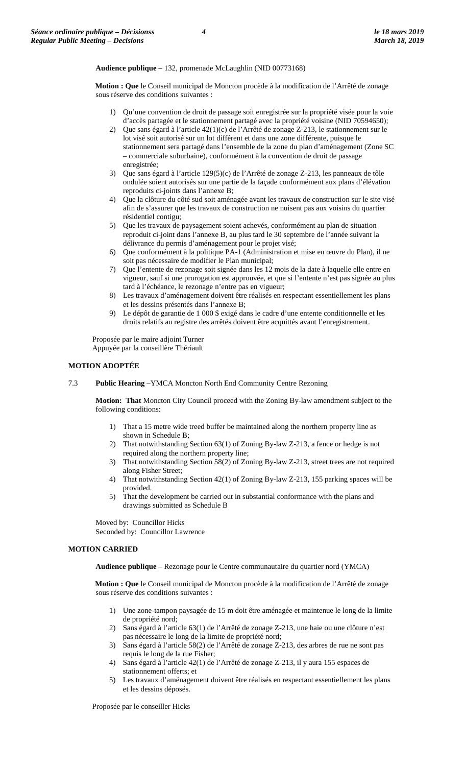**Audience publique** – 132, promenade McLaughlin (NID 00773168)

**Motion : Que** le Conseil municipal de Moncton procède à la modification de l'Arrêté de zonage sous réserve des conditions suivantes :

1) Qu'une convention de droit de passage soit enregistrée sur la propriété visée pour la voie d'accès partagée et le stationnement partagé avec la propriété voisine (NID 70594650);
2) Que sans égard à l'article 42(1)(c) de l'Arrêté de zonage Z-213, le stationnement sur le lot visé soit autorisé sur un lot différent et dans une zone différente, puisque le stationnement sera partagé dans l'ensemble de la zone du plan d'aménagement (Zone SC – commerciale suburbaine), conformément à la convention de droit de passage enregistrée;
3) Que sans égard à l'article 129(5)(c) de l'Arrêté de zonage Z-213, les panneaux de tôle ondulée soient autorisés sur une partie de la façade conformément aux plans d'élévation reproduits ci-joints dans l'annexe B;
4) Que la clôture du côté sud soit aménagée avant les travaux de construction sur le site visé afin de s'assurer que les travaux de construction ne nuisent pas aux voisins du quartier résidentiel contigu;
5) Que les travaux de paysagement soient achevés, conformément au plan de situation reproduit ci-joint dans l'annexe B, au plus tard le 30 septembre de l'année suivant la délivrance du permis d'aménagement pour le projet visé;
6) Que conformément à la politique PA-1 (Administration et mise en œuvre du Plan), il ne soit pas nécessaire de modifier le Plan municipal;
7) Que l'entente de rezonage soit signée dans les 12 mois de la date à laquelle elle entre en vigueur, sauf si une prorogation est approuvée, et que si l'entente n'est pas signée au plus tard à l'échéance, le rezonage n'entre pas en vigueur;
8) Les travaux d'aménagement doivent être réalisés en respectant essentiellement les plans et les dessins présentés dans l'annexe B;
9) Le dépôt de garantie de 1 000 $ exigé dans le cadre d'une entente conditionnelle et les droits relatifs au registre des arrêtés doivent être acquittés avant l'enregistrement.

Proposée par le maire adjoint Turner
Appuyée par la conseillère Thériault

**MOTION ADOPTÉE**

7.3 **Public Hearing** –YMCA Moncton North End Community Centre Rezoning

**Motion: That** Moncton City Council proceed with the Zoning By-law amendment subject to the following conditions:

1) That a 15 metre wide treed buffer be maintained along the northern property line as shown in Schedule B;
2) That notwithstanding Section 63(1) of Zoning By-law Z-213, a fence or hedge is not required along the northern property line;
3) That notwithstanding Section 58(2) of Zoning By-law Z-213, street trees are not required along Fisher Street;
4) That notwithstanding Section 42(1) of Zoning By-law Z-213, 155 parking spaces will be provided.
5) That the development be carried out in substantial conformance with the plans and drawings submitted as Schedule B

Moved by: Councillor Hicks
Seconded by: Councillor Lawrence

**MOTION CARRIED**

**Audience publique** – Rezonage pour le Centre communautaire du quartier nord (YMCA)

**Motion : Que** le Conseil municipal de Moncton procède à la modification de l'Arrêté de zonage sous réserve des conditions suivantes :

1) Une zone-tampon paysagée de 15 m doit être aménagée et maintenue le long de la limite de propriété nord;
2) Sans égard à l'article 63(1) de l'Arrêté de zonage Z-213, une haie ou une clôture n'est pas nécessaire le long de la limite de propriété nord;
3) Sans égard à l'article 58(2) de l'Arrêté de zonage Z-213, des arbres de rue ne sont pas requis le long de la rue Fisher;
4) Sans égard à l'article 42(1) de l'Arrêté de zonage Z-213, il y aura 155 espaces de stationnement offerts; et
5) Les travaux d'aménagement doivent être réalisés en respectant essentiellement les plans et les dessins déposés.

Proposée par le conseiller Hicks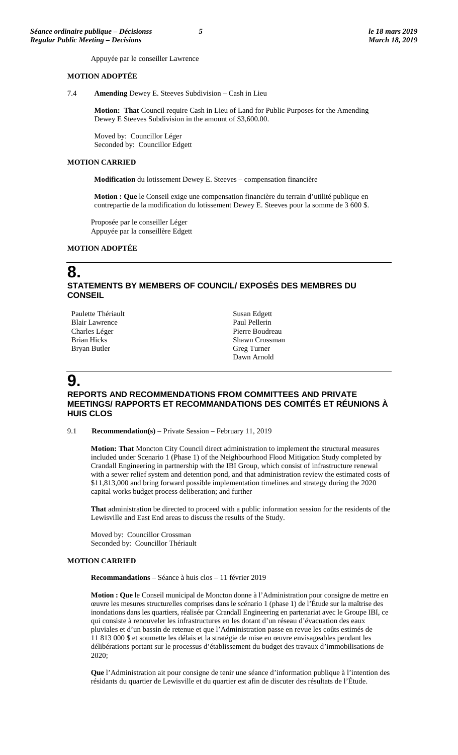Appuyée par le conseiller Lawrence

**MOTION ADOPTÉE**

7.4 **Amending** Dewey E. Steeves Subdivision – Cash in Lieu

**Motion: That** Council require Cash in Lieu of Land for Public Purposes for the Amending Dewey E Steeves Subdivision in the amount of $3,600.00.

Moved by: Councillor Léger
Seconded by: Councillor Edgett

**MOTION CARRIED**

**Modification** du lotissement Dewey E. Steeves – compensation financière

**Motion : Que** le Conseil exige une compensation financière du terrain d'utilité publique en contrepartie de la modification du lotissement Dewey E. Steeves pour la somme de 3 600 $.

Proposée par le conseiller Léger
Appuyée par la conseillère Edgett

**MOTION ADOPTÉE**

# 8.

## STATEMENTS BY MEMBERS OF COUNCIL/ EXPOSÉS DES MEMBRES DU CONSEIL

Paulette Thériault
Blair Lawrence
Charles Léger
Brian Hicks
Bryan Butler
Susan Edgett
Paul Pellerin
Pierre Boudreau
Shawn Crossman
Greg Turner
Dawn Arnold

# 9.

## REPORTS AND RECOMMENDATIONS FROM COMMITTEES AND PRIVATE MEETINGS/ RAPPORTS ET RECOMMANDATIONS DES COMITÉS ET RÉUNIONS À HUIS CLOS

9.1 **Recommendation(s)** – Private Session – February 11, 2019

**Motion: That** Moncton City Council direct administration to implement the structural measures included under Scenario 1 (Phase 1) of the Neighbourhood Flood Mitigation Study completed by Crandall Engineering in partnership with the IBI Group, which consist of infrastructure renewal with a sewer relief system and detention pond, and that administration review the estimated costs of $11,813,000 and bring forward possible implementation timelines and strategy during the 2020 capital works budget process deliberation; and further

**That** administration be directed to proceed with a public information session for the residents of the Lewisville and East End areas to discuss the results of the Study.

Moved by: Councillor Crossman
Seconded by: Councillor Thériault

**MOTION CARRIED**

**Recommandations** – Séance à huis clos – 11 février 2019

**Motion : Que** le Conseil municipal de Moncton donne à l'Administration pour consigne de mettre en œuvre les mesures structurelles comprises dans le scénario 1 (phase 1) de l'Étude sur la maîtrise des inondations dans les quartiers, réalisée par Crandall Engineering en partenariat avec le Groupe IBI, ce qui consiste à renouveler les infrastructures en les dotant d'un réseau d'évacuation des eaux pluviales et d'un bassin de retenue et que l'Administration passe en revue les coûts estimés de 11 813 000 $ et soumette les délais et la stratégie de mise en œuvre envisageables pendant les délibérations portant sur le processus d'établissement du budget des travaux d'immobilisations de 2020;

**Que** l'Administration ait pour consigne de tenir une séance d'information publique à l'intention des résidants du quartier de Lewisville et du quartier est afin de discuter des résultats de l'Étude.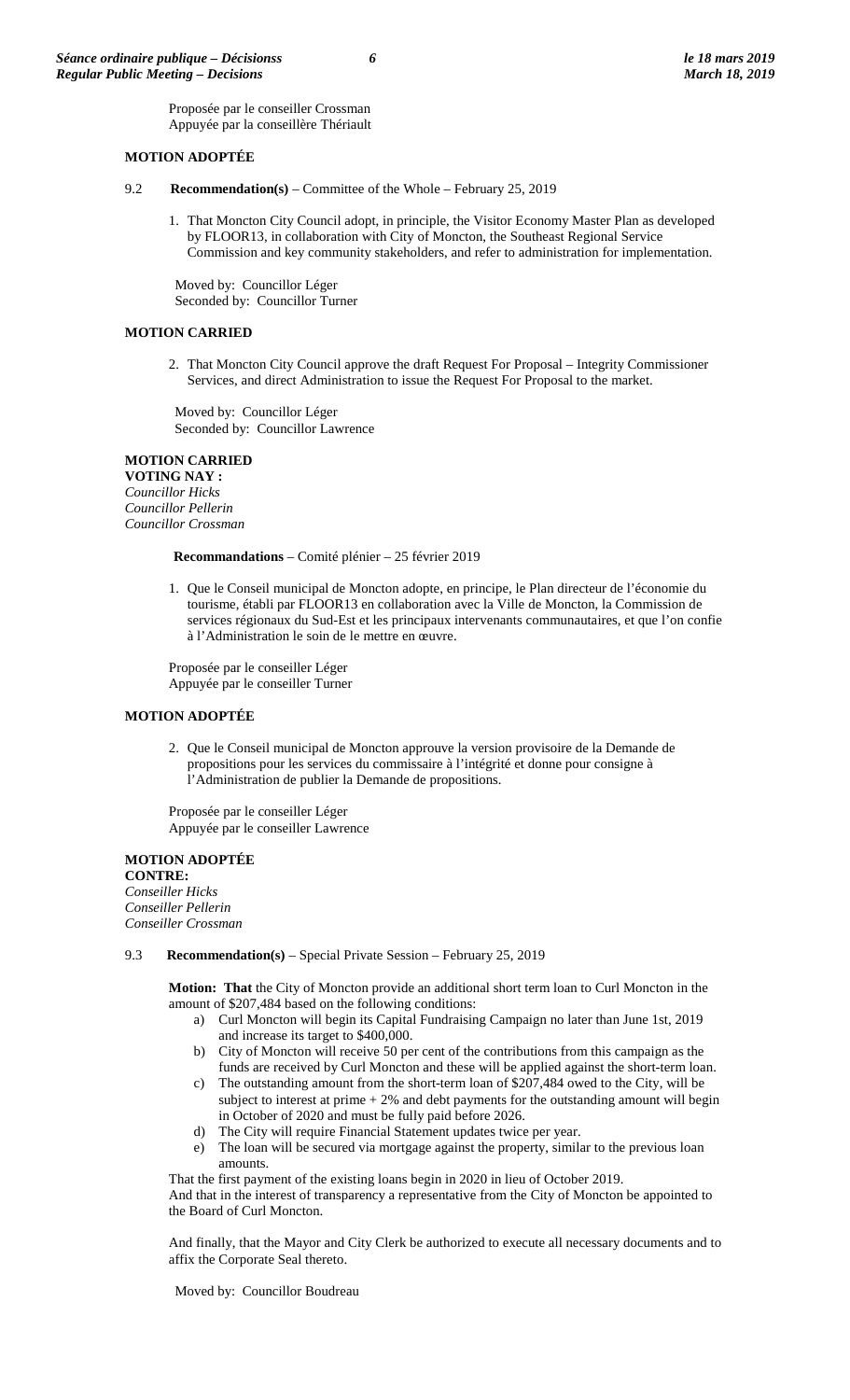Proposée par le conseiller Crossman
Appuyée par la conseillère Thériault

**MOTION ADOPTÉE**

9.2 **Recommendation(s)** – Committee of the Whole – February 25, 2019

1. That Moncton City Council adopt, in principle, the Visitor Economy Master Plan as developed by FLOOR13, in collaboration with City of Moncton, the Southeast Regional Service Commission and key community stakeholders, and refer to administration for implementation.

Moved by: Councillor Léger
Seconded by: Councillor Turner

**MOTION CARRIED**

2. That Moncton City Council approve the draft Request For Proposal – Integrity Commissioner Services, and direct Administration to issue the Request For Proposal to the market.

Moved by: Councillor Léger
Seconded by: Councillor Lawrence

**MOTION CARRIED**
**VOTING NAY :**
*Councillor Hicks*
*Councillor Pellerin*
*Councillor Crossman*

**Recommandations** – Comité plénier – 25 février 2019

1. Que le Conseil municipal de Moncton adopte, en principe, le Plan directeur de l'économie du tourisme, établi par FLOOR13 en collaboration avec la Ville de Moncton, la Commission de services régionaux du Sud-Est et les principaux intervenants communautaires, et que l'on confie à l'Administration le soin de le mettre en œuvre.

Proposée par le conseiller Léger
Appuyée par le conseiller Turner

**MOTION ADOPTÉE**

2. Que le Conseil municipal de Moncton approuve la version provisoire de la Demande de propositions pour les services du commissaire à l'intégrité et donne pour consigne à l'Administration de publier la Demande de propositions.

Proposée par le conseiller Léger
Appuyée par le conseiller Lawrence

**MOTION ADOPTÉE**
**CONTRE:**
*Conseiller Hicks*
*Conseiller Pellerin*
*Conseiller Crossman*

9.3 **Recommendation(s)** – Special Private Session – February 25, 2019

**Motion: That** the City of Moncton provide an additional short term loan to Curl Moncton in the amount of $207,484 based on the following conditions:

a) Curl Moncton will begin its Capital Fundraising Campaign no later than June 1st, 2019 and increase its target to $400,000.
b) City of Moncton will receive 50 per cent of the contributions from this campaign as the funds are received by Curl Moncton and these will be applied against the short-term loan.
c) The outstanding amount from the short-term loan of $207,484 owed to the City, will be subject to interest at prime + 2% and debt payments for the outstanding amount will begin in October of 2020 and must be fully paid before 2026.
d) The City will require Financial Statement updates twice per year.
e) The loan will be secured via mortgage against the property, similar to the previous loan amounts.

That the first payment of the existing loans begin in 2020 in lieu of October 2019.
And that in the interest of transparency a representative from the City of Moncton be appointed to the Board of Curl Moncton.

And finally, that the Mayor and City Clerk be authorized to execute all necessary documents and to affix the Corporate Seal thereto.

Moved by: Councillor Boudreau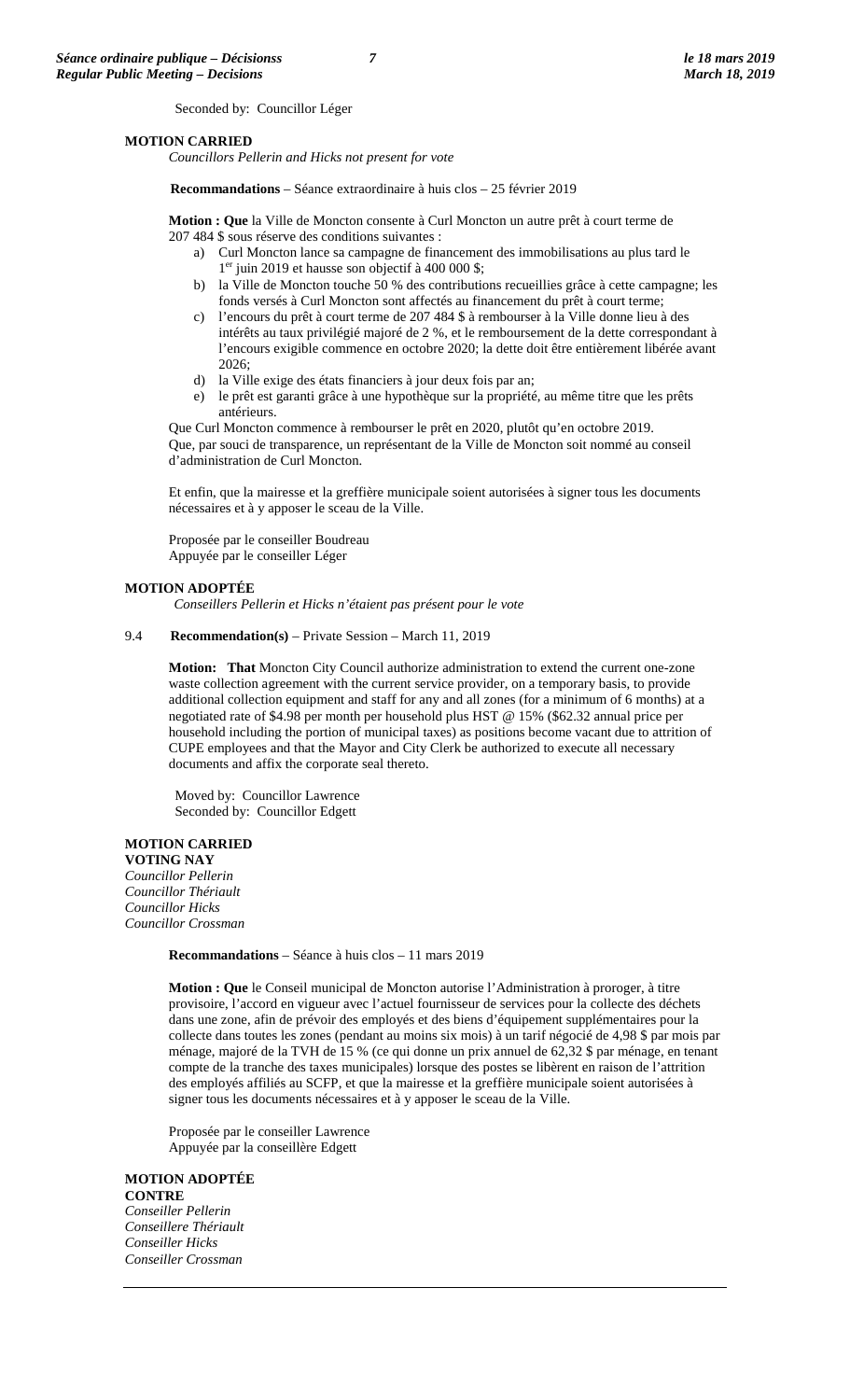Seconded by: Councillor Léger

**MOTION CARRIED**
*Councillors Pellerin and Hicks not present for vote*

**Recommandations** – Séance extraordinaire à huis clos – 25 février 2019

**Motion : Que** la Ville de Moncton consente à Curl Moncton un autre prêt à court terme de 207 484 $ sous réserve des conditions suivantes :

a) Curl Moncton lance sa campagne de financement des immobilisations au plus tard le 1er juin 2019 et hausse son objectif à 400 000 $;
b) la Ville de Moncton touche 50 % des contributions recueillies grâce à cette campagne; les fonds versés à Curl Moncton sont affectés au financement du prêt à court terme;
c) l'encours du prêt à court terme de 207 484 $ à rembourser à la Ville donne lieu à des intérêts au taux privilégié majoré de 2 %, et le remboursement de la dette correspondant à l'encours exigible commence en octobre 2020; la dette doit être entièrement libérée avant 2026;
d) la Ville exige des états financiers à jour deux fois par an;
e) le prêt est garanti grâce à une hypothèque sur la propriété, au même titre que les prêts antérieurs.

Que Curl Moncton commence à rembourser le prêt en 2020, plutôt qu'en octobre 2019.
Que, par souci de transparence, un représentant de la Ville de Moncton soit nommé au conseil d'administration de Curl Moncton.

Et enfin, que la mairesse et la greffière municipale soient autorisées à signer tous les documents nécessaires et à y apposer le sceau de la Ville.

Proposée par le conseiller Boudreau
Appuyée par le conseiller Léger

**MOTION ADOPTÉE**
*Conseillers Pellerin et Hicks n'étaient pas présent pour le vote*

9.4 **Recommendation(s)** – Private Session – March 11, 2019

**Motion: That** Moncton City Council authorize administration to extend the current one-zone waste collection agreement with the current service provider, on a temporary basis, to provide additional collection equipment and staff for any and all zones (for a minimum of 6 months) at a negotiated rate of $4.98 per month per household plus HST @ 15% ($62.32 annual price per household including the portion of municipal taxes) as positions become vacant due to attrition of CUPE employees and that the Mayor and City Clerk be authorized to execute all necessary documents and affix the corporate seal thereto.

Moved by: Councillor Lawrence
Seconded by: Councillor Edgett

**MOTION CARRIED**
**VOTING NAY**
*Councillor Pellerin*
*Councillor Thériault*
*Councillor Hicks*
*Councillor Crossman*

**Recommandations** – Séance à huis clos – 11 mars 2019

**Motion : Que** le Conseil municipal de Moncton autorise l'Administration à proroger, à titre provisoire, l'accord en vigueur avec l'actuel fournisseur de services pour la collecte des déchets dans une zone, afin de prévoir des employés et des biens d'équipement supplémentaires pour la collecte dans toutes les zones (pendant au moins six mois) à un tarif négocié de 4,98 $ par mois par ménage, majoré de la TVH de 15 % (ce qui donne un prix annuel de 62,32 $ par ménage, en tenant compte de la tranche des taxes municipales) lorsque des postes se libèrent en raison de l'attrition des employés affiliés au SCFP, et que la mairesse et la greffière municipale soient autorisées à signer tous les documents nécessaires et à y apposer le sceau de la Ville.

Proposée par le conseiller Lawrence
Appuyée par la conseillère Edgett

**MOTION ADOPTÉE**
**CONTRE**
*Conseiller Pellerin*
*Conseillere Thériault*
*Conseiller Hicks*
*Conseiller Crossman*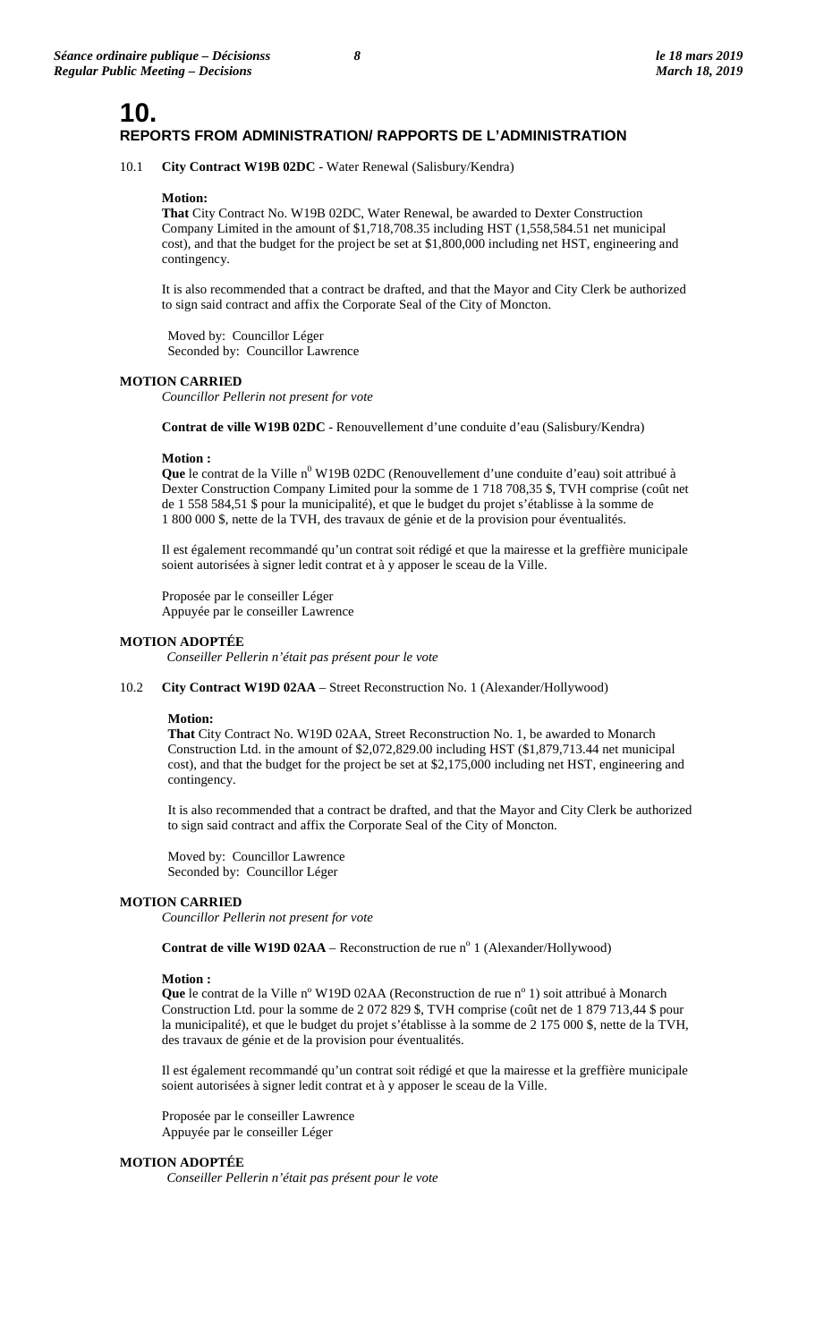# 10.

## REPORTS FROM ADMINISTRATION/ RAPPORTS DE L'ADMINISTRATION

10.1 **City Contract W19B 02DC** - Water Renewal (Salisbury/Kendra)

**Motion:**
**That** City Contract No. W19B 02DC, Water Renewal, be awarded to Dexter Construction Company Limited in the amount of $1,718,708.35 including HST (1,558,584.51 net municipal cost), and that the budget for the project be set at $1,800,000 including net HST, engineering and contingency.

It is also recommended that a contract be drafted, and that the Mayor and City Clerk be authorized to sign said contract and affix the Corporate Seal of the City of Moncton.

Moved by: Councillor Léger
Seconded by: Councillor Lawrence

**MOTION CARRIED**
*Councillor Pellerin not present for vote*

**Contrat de ville W19B 02DC** - Renouvellement d'une conduite d'eau (Salisbury/Kendra)

**Motion :**
**Que** le contrat de la Ville n⁰ W19B 02DC (Renouvellement d'une conduite d'eau) soit attribué à Dexter Construction Company Limited pour la somme de 1 718 708,35 $, TVH comprise (coût net de 1 558 584,51 $ pour la municipalité), et que le budget du projet s'établisse à la somme de 1 800 000 $, nette de la TVH, des travaux de génie et de la provision pour éventualités.

Il est également recommandé qu'un contrat soit rédigé et que la mairesse et la greffière municipale soient autorisées à signer ledit contrat et à y apposer le sceau de la Ville.

Proposée par le conseiller Léger
Appuyée par le conseiller Lawrence

**MOTION ADOPTÉE**
*Conseiller Pellerin n'était pas présent pour le vote*

10.2 **City Contract W19D 02AA** – Street Reconstruction No. 1 (Alexander/Hollywood)

**Motion:**
**That** City Contract No. W19D 02AA, Street Reconstruction No. 1, be awarded to Monarch Construction Ltd. in the amount of $2,072,829.00 including HST ($1,879,713.44 net municipal cost), and that the budget for the project be set at $2,175,000 including net HST, engineering and contingency.

It is also recommended that a contract be drafted, and that the Mayor and City Clerk be authorized to sign said contract and affix the Corporate Seal of the City of Moncton.

Moved by: Councillor Lawrence
Seconded by: Councillor Léger

**MOTION CARRIED**
*Councillor Pellerin not present for vote*

**Contrat de ville W19D 02AA** – Reconstruction de rue nº 1 (Alexander/Hollywood)

**Motion :**
**Que** le contrat de la Ville nº W19D 02AA (Reconstruction de rue nº 1) soit attribué à Monarch Construction Ltd. pour la somme de 2 072 829 $, TVH comprise (coût net de 1 879 713,44 $ pour la municipalité), et que le budget du projet s'établisse à la somme de 2 175 000 $, nette de la TVH, des travaux de génie et de la provision pour éventualités.

Il est également recommandé qu'un contrat soit rédigé et que la mairesse et la greffière municipale soient autorisées à signer ledit contrat et à y apposer le sceau de la Ville.

Proposée par le conseiller Lawrence
Appuyée par le conseiller Léger

**MOTION ADOPTÉE**
*Conseiller Pellerin n'était pas présent pour le vote*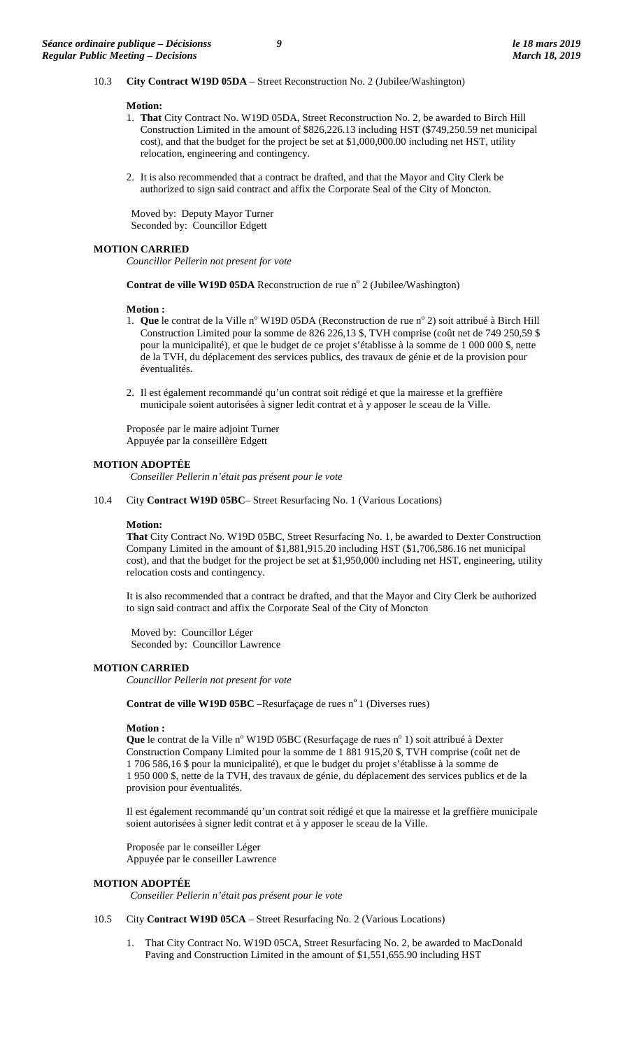10.3 **City Contract W19D 05DA** – Street Reconstruction No. 2 (Jubilee/Washington)

**Motion:**

1. **That** City Contract No. W19D 05DA, Street Reconstruction No. 2, be awarded to Birch Hill Construction Limited in the amount of $826,226.13 including HST ($749,250.59 net municipal cost), and that the budget for the project be set at $1,000,000.00 including net HST, utility relocation, engineering and contingency.

2. It is also recommended that a contract be drafted, and that the Mayor and City Clerk be authorized to sign said contract and affix the Corporate Seal of the City of Moncton.

Moved by: Deputy Mayor Turner
Seconded by: Councillor Edgett

**MOTION CARRIED**
*Councillor Pellerin not present for vote*

**Contrat de ville W19D 05DA** Reconstruction de rue n° 2 (Jubilee/Washington)

**Motion :**

1. **Que** le contrat de la Ville n° W19D 05DA (Reconstruction de rue n° 2) soit attribué à Birch Hill Construction Limited pour la somme de 826 226,13 $, TVH comprise (coût net de 749 250,59 $ pour la municipalité), et que le budget de ce projet s'établisse à la somme de 1 000 000 $, nette de la TVH, du déplacement des services publics, des travaux de génie et de la provision pour éventualités.

2. Il est également recommandé qu'un contrat soit rédigé et que la mairesse et la greffière municipale soient autorisées à signer ledit contrat et à y apposer le sceau de la Ville.

Proposée par le maire adjoint Turner
Appuyée par la conseillère Edgett

**MOTION ADOPTÉE**
*Conseiller Pellerin n'était pas présent pour le vote*

10.4 City **Contract W19D 05BC**– Street Resurfacing No. 1 (Various Locations)

**Motion:**

**That** City Contract No. W19D 05BC, Street Resurfacing No. 1, be awarded to Dexter Construction Company Limited in the amount of $1,881,915.20 including HST ($1,706,586.16 net municipal cost), and that the budget for the project be set at $1,950,000 including net HST, engineering, utility relocation costs and contingency.

It is also recommended that a contract be drafted, and that the Mayor and City Clerk be authorized to sign said contract and affix the Corporate Seal of the City of Moncton

Moved by: Councillor Léger
Seconded by: Councillor Lawrence

**MOTION CARRIED**
*Councillor Pellerin not present for vote*

**Contrat de ville W19D 05BC** –Resurfaçage de rues n° 1 (Diverses rues)

**Motion :**

**Que** le contrat de la Ville n° W19D 05BC (Resurfaçage de rues n° 1) soit attribué à Dexter Construction Company Limited pour la somme de 1 881 915,20 $, TVH comprise (coût net de 1 706 586,16 $ pour la municipalité), et que le budget du projet s'établisse à la somme de 1 950 000 $, nette de la TVH, des travaux de génie, du déplacement des services publics et de la provision pour éventualités.

Il est également recommandé qu'un contrat soit rédigé et que la mairesse et la greffière municipale soient autorisées à signer ledit contrat et à y apposer le sceau de la Ville.

Proposée par le conseiller Léger
Appuyée par le conseiller Lawrence

**MOTION ADOPTÉE**
*Conseiller Pellerin n'était pas présent pour le vote*

10.5 City **Contract W19D 05CA** – Street Resurfacing No. 2 (Various Locations)

1. That City Contract No. W19D 05CA, Street Resurfacing No. 2, be awarded to MacDonald Paving and Construction Limited in the amount of $1,551,655.90 including HST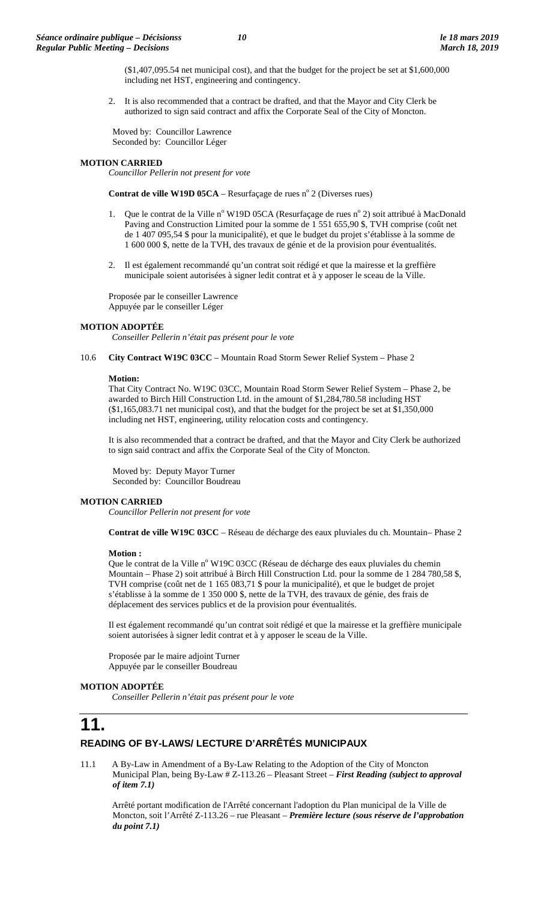($1,407,095.54 net municipal cost), and that the budget for the project be set at $1,600,000 including net HST, engineering and contingency.

2. It is also recommended that a contract be drafted, and that the Mayor and City Clerk be authorized to sign said contract and affix the Corporate Seal of the City of Moncton.

Moved by: Councillor Lawrence
Seconded by: Councillor Léger

**MOTION CARRIED**
*Councillor Pellerin not present for vote*

**Contrat de ville W19D 05CA** – Resurfaçage de rues n° 2 (Diverses rues)

1. Que le contrat de la Ville n° W19D 05CA (Resurfaçage de rues n° 2) soit attribué à MacDonald Paving and Construction Limited pour la somme de 1 551 655,90 $, TVH comprise (coût net de 1 407 095,54 $ pour la municipalité), et que le budget du projet s'établisse à la somme de 1 600 000 $, nette de la TVH, des travaux de génie et de la provision pour éventualités.

2. Il est également recommandé qu'un contrat soit rédigé et que la mairesse et la greffière municipale soient autorisées à signer ledit contrat et à y apposer le sceau de la Ville.

Proposée par le conseiller Lawrence
Appuyée par le conseiller Léger

**MOTION ADOPTÉE**
*Conseiller Pellerin n'était pas présent pour le vote*

10.6 **City Contract W19C 03CC** – Mountain Road Storm Sewer Relief System – Phase 2

**Motion:**
That City Contract No. W19C 03CC, Mountain Road Storm Sewer Relief System – Phase 2, be awarded to Birch Hill Construction Ltd. in the amount of $1,284,780.58 including HST ($1,165,083.71 net municipal cost), and that the budget for the project be set at $1,350,000 including net HST, engineering, utility relocation costs and contingency.

It is also recommended that a contract be drafted, and that the Mayor and City Clerk be authorized to sign said contract and affix the Corporate Seal of the City of Moncton.

Moved by: Deputy Mayor Turner
Seconded by: Councillor Boudreau

**MOTION CARRIED**
*Councillor Pellerin not present for vote*

**Contrat de ville W19C 03CC** – Réseau de décharge des eaux pluviales du ch. Mountain– Phase 2

**Motion :**
Que le contrat de la Ville n° W19C 03CC (Réseau de décharge des eaux pluviales du chemin Mountain – Phase 2) soit attribué à Birch Hill Construction Ltd. pour la somme de 1 284 780,58 $, TVH comprise (coût net de 1 165 083,71 $ pour la municipalité), et que le budget de projet s'établisse à la somme de 1 350 000 $, nette de la TVH, des travaux de génie, des frais de déplacement des services publics et de la provision pour éventualités.

Il est également recommandé qu'un contrat soit rédigé et que la mairesse et la greffière municipale soient autorisées à signer ledit contrat et à y apposer le sceau de la Ville.

Proposée par le maire adjoint Turner
Appuyée par le conseiller Boudreau

**MOTION ADOPTÉE**
*Conseiller Pellerin n'était pas présent pour le vote*

# 11.

## READING OF BY-LAWS/ LECTURE D'ARRÊTÉS MUNICIPAUX

11.1 A By-Law in Amendment of a By-Law Relating to the Adoption of the City of Moncton Municipal Plan, being By-Law # Z-113.26 – Pleasant Street – ***First Reading (subject to approval of item 7.1)***

Arrêté portant modification de l'Arrêté concernant l'adoption du Plan municipal de la Ville de Moncton, soit l'Arrêté Z-113.26 – rue Pleasant – ***Première lecture (sous réserve de l'approbation du point 7.1)***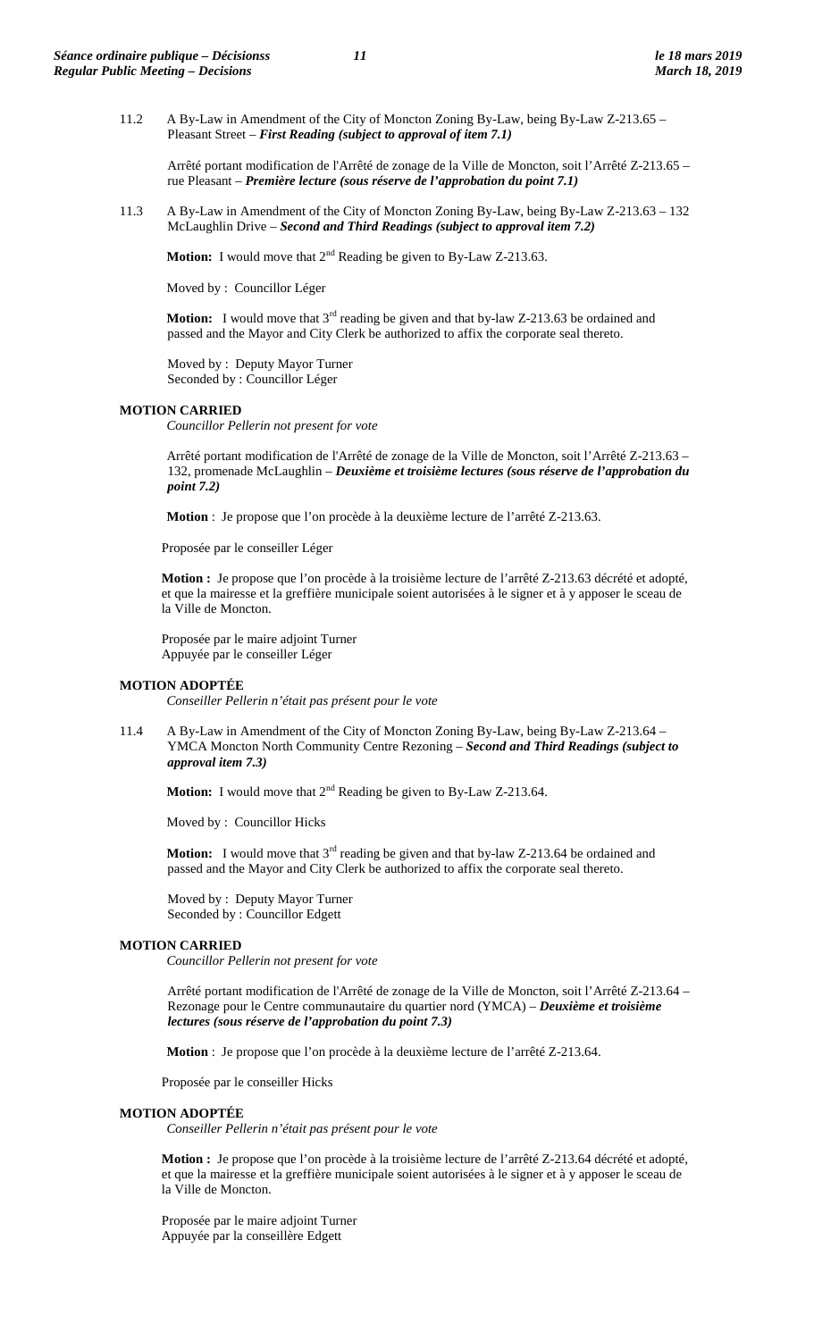11.2 A By-Law in Amendment of the City of Moncton Zoning By-Law, being By-Law Z-213.65 – Pleasant Street – ***First Reading (subject to approval of item 7.1)***

Arrêté portant modification de l'Arrêté de zonage de la Ville de Moncton, soit l'Arrêté Z-213.65 – rue Pleasant – ***Première lecture (sous réserve de l'approbation du point 7.1)***

11.3 A By-Law in Amendment of the City of Moncton Zoning By-Law, being By-Law Z-213.63 – 132 McLaughlin Drive – ***Second and Third Readings (subject to approval item 7.2)***

**Motion:** I would move that 2nd Reading be given to By-Law Z-213.63.

Moved by : Councillor Léger

**Motion:** I would move that 3rd reading be given and that by-law Z-213.63 be ordained and passed and the Mayor and City Clerk be authorized to affix the corporate seal thereto.

Moved by : Deputy Mayor Turner
Seconded by : Councillor Léger

**MOTION CARRIED**
*Councillor Pellerin not present for vote*

Arrêté portant modification de l'Arrêté de zonage de la Ville de Moncton, soit l'Arrêté Z-213.63 – 132, promenade McLaughlin – ***Deuxième et troisième lectures (sous réserve de l'approbation du point 7.2)***

**Motion** : Je propose que l'on procède à la deuxième lecture de l'arrêté Z-213.63.

Proposée par le conseiller Léger

**Motion :** Je propose que l'on procède à la troisième lecture de l'arrêté Z-213.63 décrété et adopté, et que la mairesse et la greffière municipale soient autorisées à le signer et à y apposer le sceau de la Ville de Moncton.

Proposée par le maire adjoint Turner
Appuyée par le conseiller Léger

**MOTION ADOPTÉE**
*Conseiller Pellerin n'était pas présent pour le vote*

11.4 A By-Law in Amendment of the City of Moncton Zoning By-Law, being By-Law Z-213.64 – YMCA Moncton North Community Centre Rezoning – ***Second and Third Readings (subject to approval item 7.3)***

**Motion:** I would move that 2nd Reading be given to By-Law Z-213.64.

Moved by : Councillor Hicks

**Motion:** I would move that 3rd reading be given and that by-law Z-213.64 be ordained and passed and the Mayor and City Clerk be authorized to affix the corporate seal thereto.

Moved by : Deputy Mayor Turner
Seconded by : Councillor Edgett

**MOTION CARRIED**
*Councillor Pellerin not present for vote*

Arrêté portant modification de l'Arrêté de zonage de la Ville de Moncton, soit l'Arrêté Z-213.64 – Rezonage pour le Centre communautaire du quartier nord (YMCA) – ***Deuxième et troisième lectures (sous réserve de l'approbation du point 7.3)***

**Motion** : Je propose que l'on procède à la deuxième lecture de l'arrêté Z-213.64.

Proposée par le conseiller Hicks

**MOTION ADOPTÉE**
*Conseiller Pellerin n'était pas présent pour le vote*

**Motion :** Je propose que l'on procède à la troisième lecture de l'arrêté Z-213.64 décrété et adopté, et que la mairesse et la greffière municipale soient autorisées à le signer et à y apposer le sceau de la Ville de Moncton.

Proposée par le maire adjoint Turner
Appuyée par la conseillère Edgett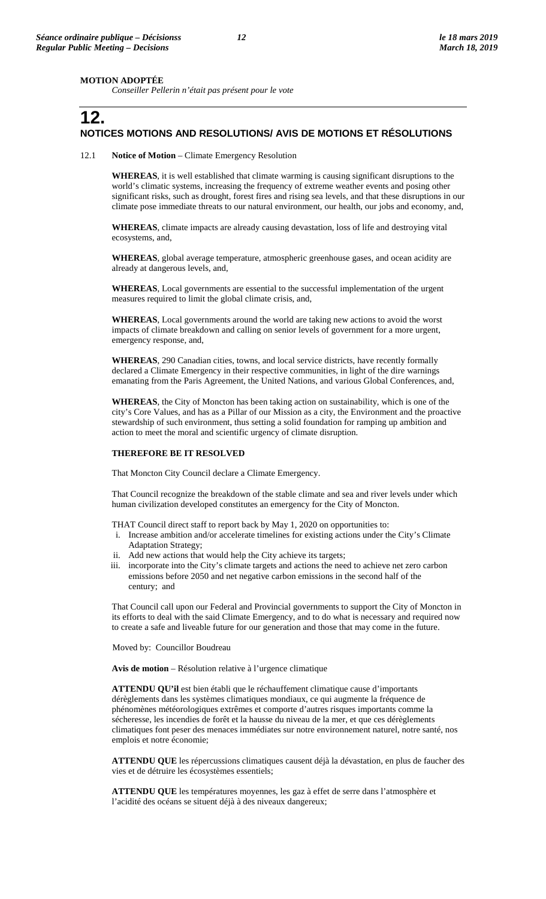**MOTION ADOPTÉE**

*Conseiller Pellerin n'était pas présent pour le vote*

# 12. NOTICES MOTIONS AND RESOLUTIONS/ AVIS DE MOTIONS ET RÉSOLUTIONS

12.1 **Notice of Motion** – Climate Emergency Resolution

**WHEREAS**, it is well established that climate warming is causing significant disruptions to the world's climatic systems, increasing the frequency of extreme weather events and posing other significant risks, such as drought, forest fires and rising sea levels, and that these disruptions in our climate pose immediate threats to our natural environment, our health, our jobs and economy, and,

**WHEREAS**, climate impacts are already causing devastation, loss of life and destroying vital ecosystems, and,

**WHEREAS**, global average temperature, atmospheric greenhouse gases, and ocean acidity are already at dangerous levels, and,

**WHEREAS**, Local governments are essential to the successful implementation of the urgent measures required to limit the global climate crisis, and,

**WHEREAS**, Local governments around the world are taking new actions to avoid the worst impacts of climate breakdown and calling on senior levels of government for a more urgent, emergency response, and,

**WHEREAS**, 290 Canadian cities, towns, and local service districts, have recently formally declared a Climate Emergency in their respective communities, in light of the dire warnings emanating from the Paris Agreement, the United Nations, and various Global Conferences, and,

**WHEREAS**, the City of Moncton has been taking action on sustainability, which is one of the city's Core Values, and has as a Pillar of our Mission as a city, the Environment and the proactive stewardship of such environment, thus setting a solid foundation for ramping up ambition and action to meet the moral and scientific urgency of climate disruption.

**THEREFORE BE IT RESOLVED**

That Moncton City Council declare a Climate Emergency.

That Council recognize the breakdown of the stable climate and sea and river levels under which human civilization developed constitutes an emergency for the City of Moncton.

THAT Council direct staff to report back by May 1, 2020 on opportunities to:

i. Increase ambition and/or accelerate timelines for existing actions under the City's Climate Adaptation Strategy;
ii. Add new actions that would help the City achieve its targets;
iii. incorporate into the City's climate targets and actions the need to achieve net zero carbon emissions before 2050 and net negative carbon emissions in the second half of the century; and

That Council call upon our Federal and Provincial governments to support the City of Moncton in its efforts to deal with the said Climate Emergency, and to do what is necessary and required now to create a safe and liveable future for our generation and those that may come in the future.

Moved by: Councillor Boudreau

**Avis de motion** – Résolution relative à l'urgence climatique

**ATTENDU QU'il** est bien établi que le réchauffement climatique cause d'importants dérèglements dans les systèmes climatiques mondiaux, ce qui augmente la fréquence de phénomènes météorologiques extrêmes et comporte d'autres risques importants comme la sécheresse, les incendies de forêt et la hausse du niveau de la mer, et que ces dérèglements climatiques font peser des menaces immédiates sur notre environnement naturel, notre santé, nos emplois et notre économie;

**ATTENDU QUE** les répercussions climatiques causent déjà la dévastation, en plus de faucher des vies et de détruire les écosystèmes essentiels;

**ATTENDU QUE** les températures moyennes, les gaz à effet de serre dans l'atmosphère et l'acidité des océans se situent déjà à des niveaux dangereux;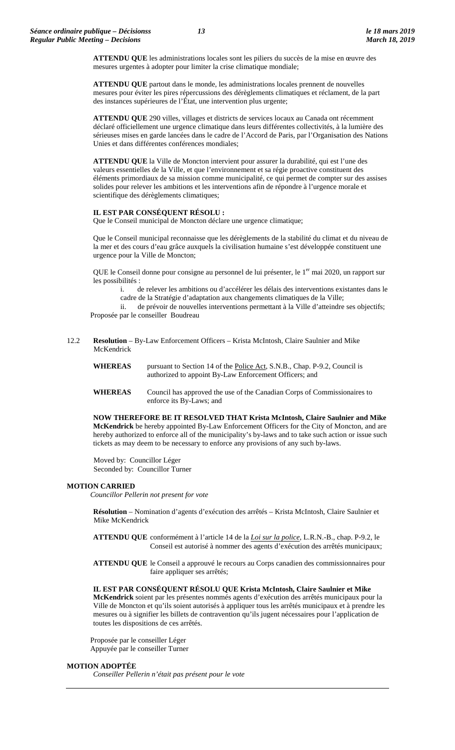**ATTENDU QUE** les administrations locales sont les piliers du succès de la mise en œuvre des mesures urgentes à adopter pour limiter la crise climatique mondiale;

**ATTENDU QUE** partout dans le monde, les administrations locales prennent de nouvelles mesures pour éviter les pires répercussions des dérèglements climatiques et réclament, de la part des instances supérieures de l'État, une intervention plus urgente;

**ATTENDU QUE** 290 villes, villages et districts de services locaux au Canada ont récemment déclaré officiellement une urgence climatique dans leurs différentes collectivités, à la lumière des sérieuses mises en garde lancées dans le cadre de l'Accord de Paris, par l'Organisation des Nations Unies et dans différentes conférences mondiales;

**ATTENDU QUE** la Ville de Moncton intervient pour assurer la durabilité, qui est l'une des valeurs essentielles de la Ville, et que l'environnement et sa régie proactive constituent des éléments primordiaux de sa mission comme municipalité, ce qui permet de compter sur des assises solides pour relever les ambitions et les interventions afin de répondre à l'urgence morale et scientifique des dérèglements climatiques;

**IL EST PAR CONSÉQUENT RÉSOLU :**
Que le Conseil municipal de Moncton déclare une urgence climatique;

Que le Conseil municipal reconnaisse que les dérèglements de la stabilité du climat et du niveau de la mer et des cours d'eau grâce auxquels la civilisation humaine s'est développée constituent une urgence pour la Ville de Moncton;

QUE le Conseil donne pour consigne au personnel de lui présenter, le 1er mai 2020, un rapport sur les possibilités :

i. de relever les ambitions ou d'accélérer les délais des interventions existantes dans le cadre de la Stratégie d'adaptation aux changements climatiques de la Ville;

ii. de prévoir de nouvelles interventions permettant à la Ville d'atteindre ses objectifs;

Proposée par le conseiller Boudreau

12.2 **Resolution** – By-Law Enforcement Officers – Krista McIntosh, Claire Saulnier and Mike McKendrick

**WHEREAS** pursuant to Section 14 of the Police Act, S.N.B., Chap. P-9.2, Council is authorized to appoint By-Law Enforcement Officers; and

**WHEREAS** Council has approved the use of the Canadian Corps of Commissionaires to enforce its By-Laws; and

**NOW THEREFORE BE IT RESOLVED THAT Krista McIntosh, Claire Saulnier and Mike McKendrick** be hereby appointed By-Law Enforcement Officers for the City of Moncton, and are hereby authorized to enforce all of the municipality's by-laws and to take such action or issue such tickets as may deem to be necessary to enforce any provisions of any such by-laws.

Moved by: Councillor Léger
Seconded by: Councillor Turner

**MOTION CARRIED**
*Councillor Pellerin not present for vote*

**Résolution** – Nomination d'agents d'exécution des arrêtés – Krista McIntosh, Claire Saulnier et Mike McKendrick

**ATTENDU QUE** conformément à l'article 14 de la *Loi sur la police*, L.R.N.-B., chap. P-9.2, le Conseil est autorisé à nommer des agents d'exécution des arrêtés municipaux;

**ATTENDU QUE** le Conseil a approuvé le recours au Corps canadien des commissionnaires pour faire appliquer ses arrêtés;

**IL EST PAR CONSÉQUENT RÉSOLU QUE Krista McIntosh, Claire Saulnier et Mike McKendrick** soient par les présentes nommés agents d'exécution des arrêtés municipaux pour la Ville de Moncton et qu'ils soient autorisés à appliquer tous les arrêtés municipaux et à prendre les mesures ou à signifier les billets de contravention qu'ils jugent nécessaires pour l'application de toutes les dispositions de ces arrêtés.

Proposée par le conseiller Léger
Appuyée par le conseiller Turner

**MOTION ADOPTÉE**
*Conseiller Pellerin n'était pas présent pour le vote*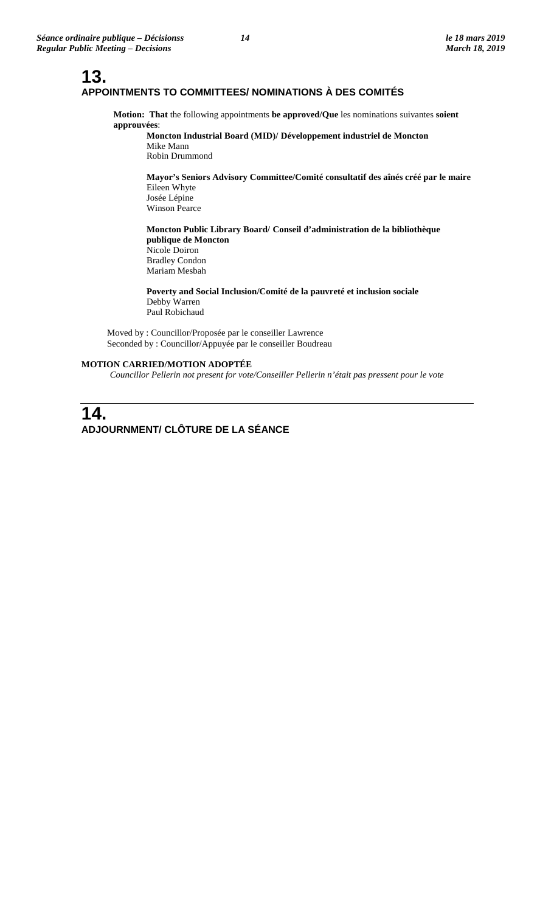# 13.

## APPOINTMENTS TO COMMITTEES/ NOMINATIONS À DES COMITÉS

**Motion: That** the following appointments **be approved/Que** les nominations suivantes **soient approuvées**:

**Moncton Industrial Board (MID)/ Développement industriel de Moncton**
Mike Mann
Robin Drummond

**Mayor's Seniors Advisory Committee/Comité consultatif des aînés créé par le maire**
Eileen Whyte
Josée Lépine
Winson Pearce

**Moncton Public Library Board/ Conseil d'administration de la bibliothèque publique de Moncton**
Nicole Doiron
Bradley Condon
Mariam Mesbah

**Poverty and Social Inclusion/Comité de la pauvreté et inclusion sociale**
Debby Warren
Paul Robichaud

Moved by : Councillor/Proposée par le conseiller Lawrence
Seconded by : Councillor/Appuyée par le conseiller Boudreau

**MOTION CARRIED/MOTION ADOPTÉE**

*Councillor Pellerin not present for vote/Conseiller Pellerin n'était pas pressent pour le vote*

# 14.

## ADJOURNMENT/ CLÔTURE DE LA SÉANCE